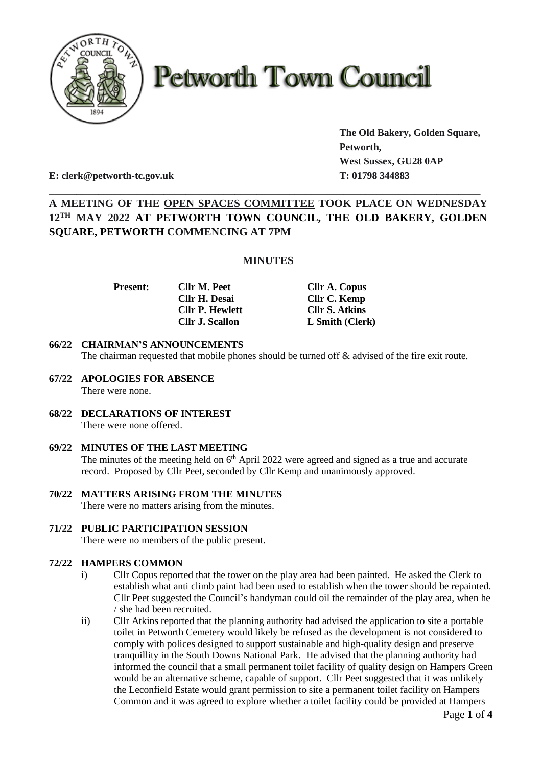# Petworth Town Council

**The Old Bakery, Golden Square,**
**Petworth,**
**West Sussex, GU28 0AP**

**E: clerk@petworth-tc.gov.uk** **T: 01798 344883**

---

**A MEETING OF THE <u>OPEN SPACES COMMITTEE</u> TOOK PLACE ON WEDNESDAY 12TH MAY 2022 AT PETWORTH TOWN COUNCIL, THE OLD BAKERY, GOLDEN SQUARE, PETWORTH COMMENCING AT 7PM**

## MINUTES

| **Present:** | **Cllr M. Peet** | **Cllr A. Copus** |
|---|---|---|
| | **Cllr H. Desai** | **Cllr C. Kemp** |
| | **Cllr P. Hewlett** | **Cllr S. Atkins** |
| | **Cllr J. Scallon** | **L Smith (Clerk)** |

**66/22 CHAIRMAN'S ANNOUNCEMENTS**
The chairman requested that mobile phones should be turned off & advised of the fire exit route.

**67/22 APOLOGIES FOR ABSENCE**
There were none.

**68/22 DECLARATIONS OF INTEREST**
There were none offered.

**69/22 MINUTES OF THE LAST MEETING**
The minutes of the meeting held on 6th April 2022 were agreed and signed as a true and accurate record. Proposed by Cllr Peet, seconded by Cllr Kemp and unanimously approved.

**70/22 MATTERS ARISING FROM THE MINUTES**
There were no matters arising from the minutes.

**71/22 PUBLIC PARTICIPATION SESSION**
There were no members of the public present.

**72/22 HAMPERS COMMON**

i) Cllr Copus reported that the tower on the play area had been painted. He asked the Clerk to establish what anti climb paint had been used to establish when the tower should be repainted. Cllr Peet suggested the Council's handyman could oil the remainder of the play area, when he / she had been recruited.

ii) Cllr Atkins reported that the planning authority had advised the application to site a portable toilet in Petworth Cemetery would likely be refused as the development is not considered to comply with polices designed to support sustainable and high-quality design and preserve tranquillity in the South Downs National Park. He advised that the planning authority had informed the council that a small permanent toilet facility of quality design on Hampers Green would be an alternative scheme, capable of support. Cllr Peet suggested that it was unlikely the Leconfield Estate would grant permission to site a permanent toilet facility on Hampers Common and it was agreed to explore whether a toilet facility could be provided at Hampers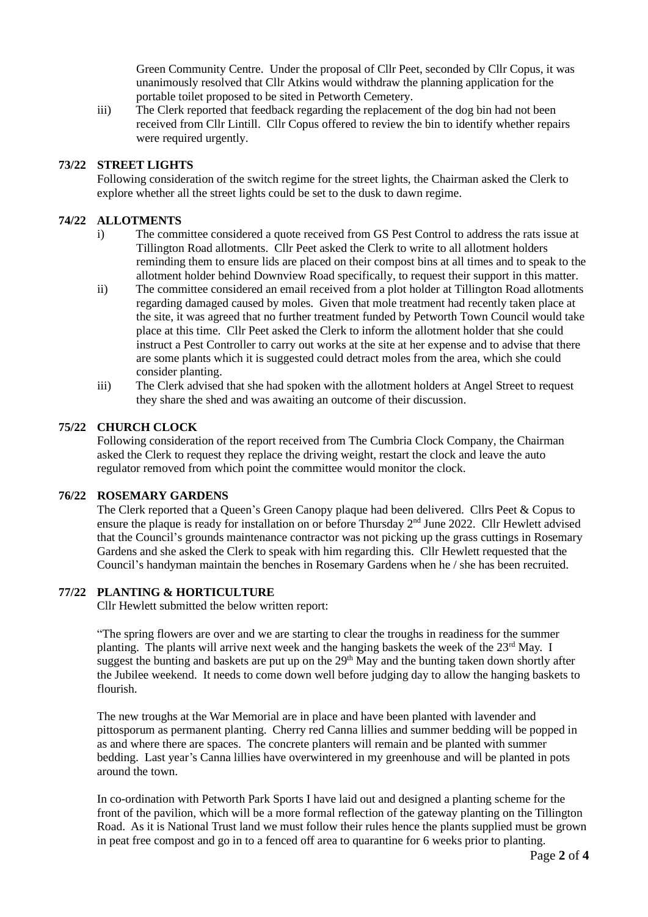Green Community Centre. Under the proposal of Cllr Peet, seconded by Cllr Copus, it was unanimously resolved that Cllr Atkins would withdraw the planning application for the portable toilet proposed to be sited in Petworth Cemetery.

iii) The Clerk reported that feedback regarding the replacement of the dog bin had not been received from Cllr Lintill. Cllr Copus offered to review the bin to identify whether repairs were required urgently.

**73/22 STREET LIGHTS**

Following consideration of the switch regime for the street lights, the Chairman asked the Clerk to explore whether all the street lights could be set to the dusk to dawn regime.

**74/22 ALLOTMENTS**

i) The committee considered a quote received from GS Pest Control to address the rats issue at Tillington Road allotments. Cllr Peet asked the Clerk to write to all allotment holders reminding them to ensure lids are placed on their compost bins at all times and to speak to the allotment holder behind Downview Road specifically, to request their support in this matter.

ii) The committee considered an email received from a plot holder at Tillington Road allotments regarding damaged caused by moles. Given that mole treatment had recently taken place at the site, it was agreed that no further treatment funded by Petworth Town Council would take place at this time. Cllr Peet asked the Clerk to inform the allotment holder that she could instruct a Pest Controller to carry out works at the site at her expense and to advise that there are some plants which it is suggested could detract moles from the area, which she could consider planting.

iii) The Clerk advised that she had spoken with the allotment holders at Angel Street to request they share the shed and was awaiting an outcome of their discussion.

**75/22 CHURCH CLOCK**

Following consideration of the report received from The Cumbria Clock Company, the Chairman asked the Clerk to request they replace the driving weight, restart the clock and leave the auto regulator removed from which point the committee would monitor the clock.

**76/22 ROSEMARY GARDENS**

The Clerk reported that a Queen's Green Canopy plaque had been delivered. Cllrs Peet & Copus to ensure the plaque is ready for installation on or before Thursday 2nd June 2022. Cllr Hewlett advised that the Council's grounds maintenance contractor was not picking up the grass cuttings in Rosemary Gardens and she asked the Clerk to speak with him regarding this. Cllr Hewlett requested that the Council's handyman maintain the benches in Rosemary Gardens when he / she has been recruited.

**77/22 PLANTING & HORTICULTURE**

Cllr Hewlett submitted the below written report:

"The spring flowers are over and we are starting to clear the troughs in readiness for the summer planting. The plants will arrive next week and the hanging baskets the week of the 23rd May. I suggest the bunting and baskets are put up on the 29th May and the bunting taken down shortly after the Jubilee weekend. It needs to come down well before judging day to allow the hanging baskets to flourish.

The new troughs at the War Memorial are in place and have been planted with lavender and pittosporum as permanent planting. Cherry red Canna lillies and summer bedding will be popped in as and where there are spaces. The concrete planters will remain and be planted with summer bedding. Last year's Canna lillies have overwintered in my greenhouse and will be planted in pots around the town.

In co-ordination with Petworth Park Sports I have laid out and designed a planting scheme for the front of the pavilion, which will be a more formal reflection of the gateway planting on the Tillington Road. As it is National Trust land we must follow their rules hence the plants supplied must be grown in peat free compost and go in to a fenced off area to quarantine for 6 weeks prior to planting.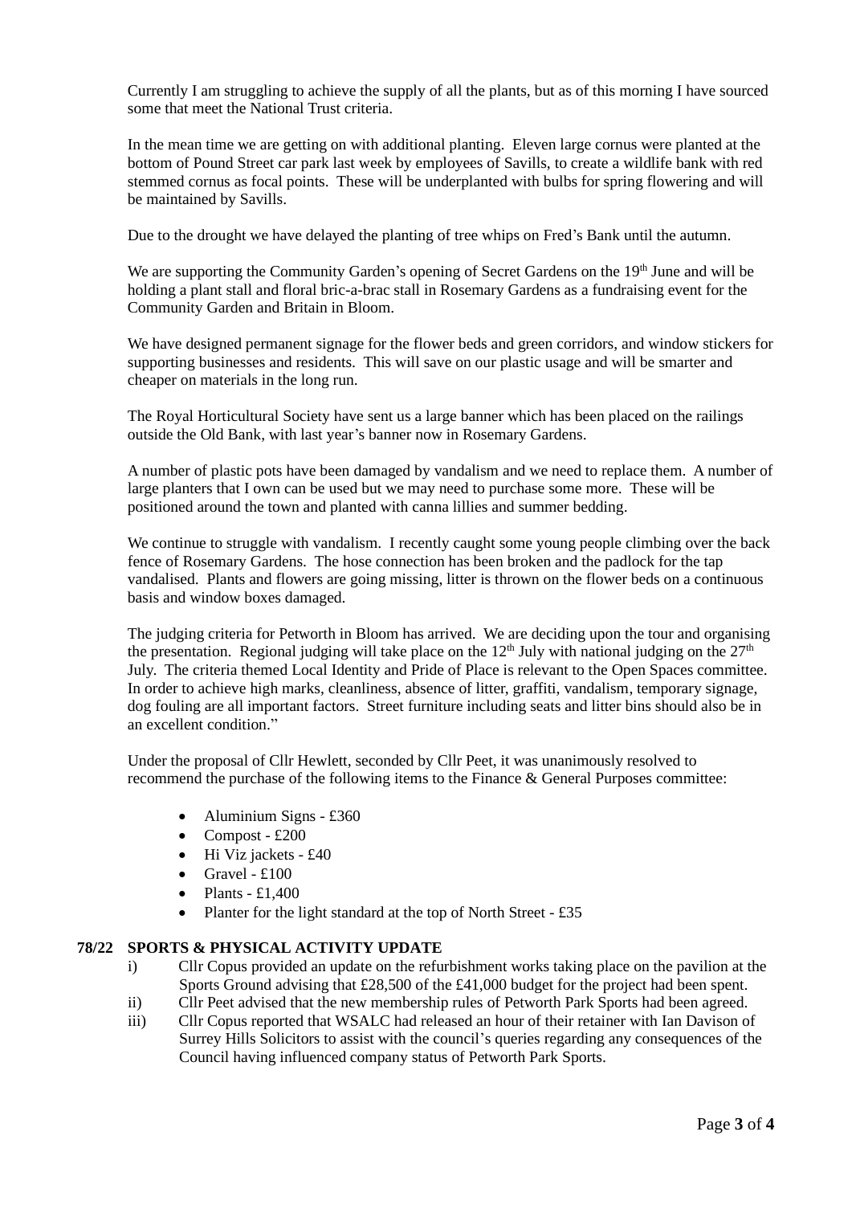Currently I am struggling to achieve the supply of all the plants, but as of this morning I have sourced some that meet the National Trust criteria.

In the mean time we are getting on with additional planting. Eleven large cornus were planted at the bottom of Pound Street car park last week by employees of Savills, to create a wildlife bank with red stemmed cornus as focal points. These will be underplanted with bulbs for spring flowering and will be maintained by Savills.

Due to the drought we have delayed the planting of tree whips on Fred's Bank until the autumn.

We are supporting the Community Garden's opening of Secret Gardens on the 19th June and will be holding a plant stall and floral bric-a-brac stall in Rosemary Gardens as a fundraising event for the Community Garden and Britain in Bloom.

We have designed permanent signage for the flower beds and green corridors, and window stickers for supporting businesses and residents. This will save on our plastic usage and will be smarter and cheaper on materials in the long run.

The Royal Horticultural Society have sent us a large banner which has been placed on the railings outside the Old Bank, with last year's banner now in Rosemary Gardens.

A number of plastic pots have been damaged by vandalism and we need to replace them. A number of large planters that I own can be used but we may need to purchase some more. These will be positioned around the town and planted with canna lillies and summer bedding.

We continue to struggle with vandalism. I recently caught some young people climbing over the back fence of Rosemary Gardens. The hose connection has been broken and the padlock for the tap vandalised. Plants and flowers are going missing, litter is thrown on the flower beds on a continuous basis and window boxes damaged.

The judging criteria for Petworth in Bloom has arrived. We are deciding upon the tour and organising the presentation. Regional judging will take place on the 12th July with national judging on the 27th July. The criteria themed Local Identity and Pride of Place is relevant to the Open Spaces committee. In order to achieve high marks, cleanliness, absence of litter, graffiti, vandalism, temporary signage, dog fouling are all important factors. Street furniture including seats and litter bins should also be in an excellent condition."

Under the proposal of Cllr Hewlett, seconded by Cllr Peet, it was unanimously resolved to recommend the purchase of the following items to the Finance & General Purposes committee:

- Aluminium Signs - £360
- Compost - £200
- Hi Viz jackets - £40
- Gravel - £100
- Plants - £1,400
- Planter for the light standard at the top of North Street - £35

**78/22 SPORTS & PHYSICAL ACTIVITY UPDATE**

i) Cllr Copus provided an update on the refurbishment works taking place on the pavilion at the Sports Ground advising that £28,500 of the £41,000 budget for the project had been spent.

ii) Cllr Peet advised that the new membership rules of Petworth Park Sports had been agreed.

iii) Cllr Copus reported that WSALC had released an hour of their retainer with Ian Davison of Surrey Hills Solicitors to assist with the council's queries regarding any consequences of the Council having influenced company status of Petworth Park Sports.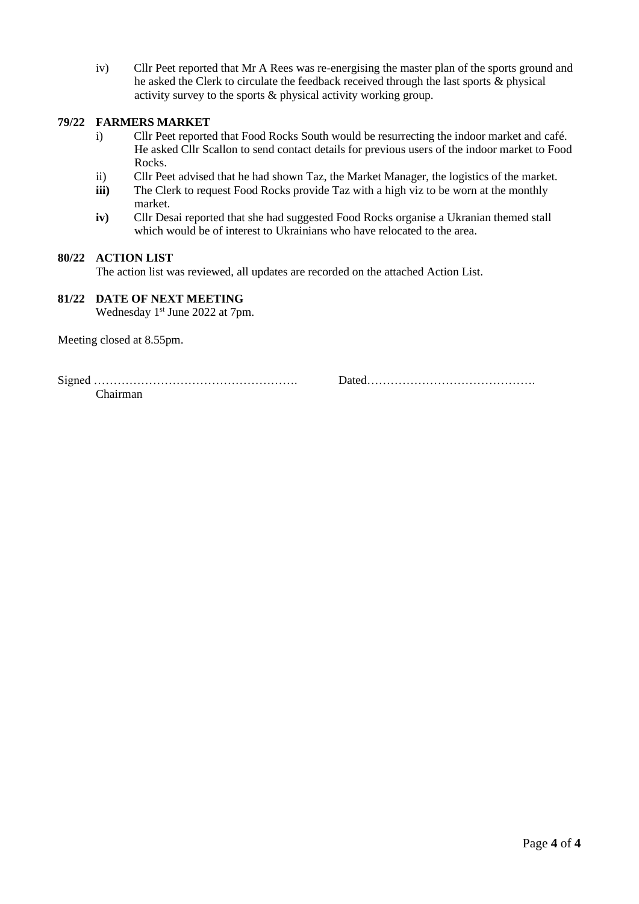iv) Cllr Peet reported that Mr A Rees was re-energising the master plan of the sports ground and he asked the Clerk to circulate the feedback received through the last sports & physical activity survey to the sports & physical activity working group.

**79/22 FARMERS MARKET**

i) Cllr Peet reported that Food Rocks South would be resurrecting the indoor market and café. He asked Cllr Scallon to send contact details for previous users of the indoor market to Food Rocks.

ii) Cllr Peet advised that he had shown Taz, the Market Manager, the logistics of the market.

**iii)** The Clerk to request Food Rocks provide Taz with a high viz to be worn at the monthly market.

**iv)** Cllr Desai reported that she had suggested Food Rocks organise a Ukranian themed stall which would be of interest to Ukrainians who have relocated to the area.

**80/22 ACTION LIST**

The action list was reviewed, all updates are recorded on the attached Action List.

**81/22 DATE OF NEXT MEETING**

Wednesday 1st June 2022 at 7pm.

Meeting closed at 8.55pm.

Signed ……………………………………………. Dated…………………………………….
Chairman